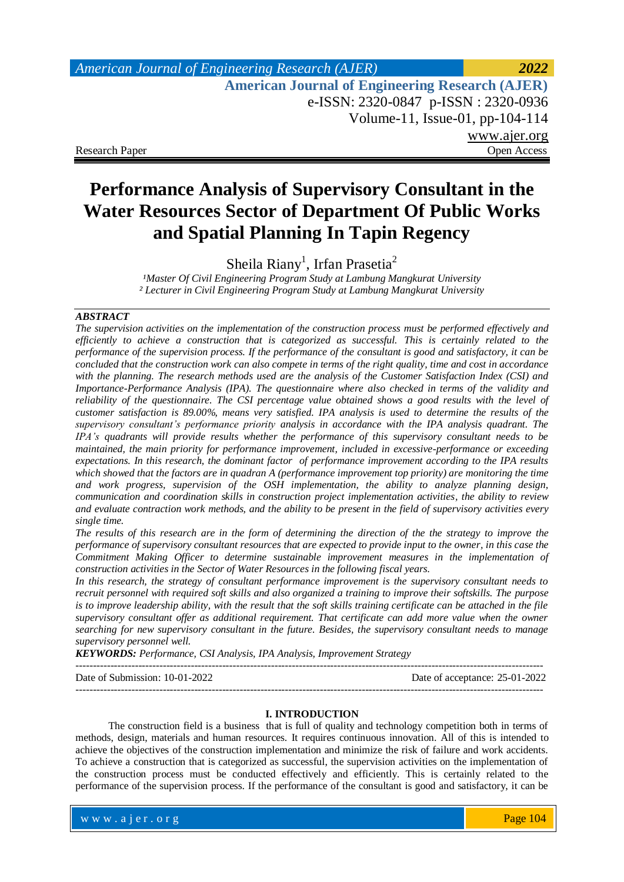Research Paper Open Access

# Performance Analysis of Supervisory Consultant in the Water Resources Sector of Department Of Public Works and Spatial Planning In Tapin Regency

Sheila Riany[1], Irfan Prasetia[2]

[1]Master Of Civil Engineering Program Study at Lambung Mangkurat University
[2] Lecturer in Civil Engineering Program Study at Lambung Mangkurat University

## *ABSTRACT*

*The supervision activities on the implementation of the construction process must be performed effectively and efficiently to achieve a construction that is categorized as successful. This is certainly related to the performance of the supervision process. If the performance of the consultant is good and satisfactory, it can be concluded that the construction work can also compete in terms of the right quality, time and cost in accordance with the planning. The research methods used are the analysis of the Customer Satisfaction Index (CSI) and Importance-Performance Analysis (IPA). The questionnaire where also checked in terms of the validity and reliability of the questionnaire. The CSI percentage value obtained shows a good results with the level of customer satisfaction is 89.00%, means very satisfied. IPA analysis is used to determine the results of the supervisory consultant's performance priority analysis in accordance with the IPA analysis quadrant. The IPA's quadrants will provide results whether the performance of this supervisory consultant needs to be maintained, the main priority for performance improvement, included in excessive-performance or exceeding expectations. In this research, the dominant factor of performance improvement according to the IPA results which showed that the factors are in quadran A (performance improvement top priority) are monitoring the time and work progress, supervision of the OSH implementation, the ability to analyze planning design, communication and coordination skills in construction project implementation activities, the ability to review and evaluate contraction work methods, and the ability to be present in the field of supervisory activities every single time.*

*The results of this research are in the form of determining the direction of the the strategy to improve the performance of supervisory consultant resources that are expected to provide input to the owner, in this case the Commitment Making Officer to determine sustainable improvement measures in the implementation of construction activities in the Sector of Water Resources in the following fiscal years.*

*In this research, the strategy of consultant performance improvement is the supervisory consultant needs to recruit personnel with required soft skills and also organized a training to improve their softskills. The purpose is to improve leadership ability, with the result that the soft skills training certificate can be attached in the file supervisory consultant offer as additional requirement. That certificate can add more value when the owner searching for new supervisory consultant in the future. Besides, the supervisory consultant needs to manage supervisory personnel well.*

***KEYWORDS:*** *Performance, CSI Analysis, IPA Analysis, Improvement Strategy*

---

Date of Submission: 10-01-2022 Date of acceptance: 25-01-2022

---

## I. INTRODUCTION

The construction field is a business that is full of quality and technology competition both in terms of methods, design, materials and human resources. It requires continuous innovation. All of this is intended to achieve the objectives of the construction implementation and minimize the risk of failure and work accidents. To achieve a construction that is categorized as successful, the supervision activities on the implementation of the construction process must be conducted effectively and efficiently. This is certainly related to the performance of the supervision process. If the performance of the consultant is good and satisfactory, it can be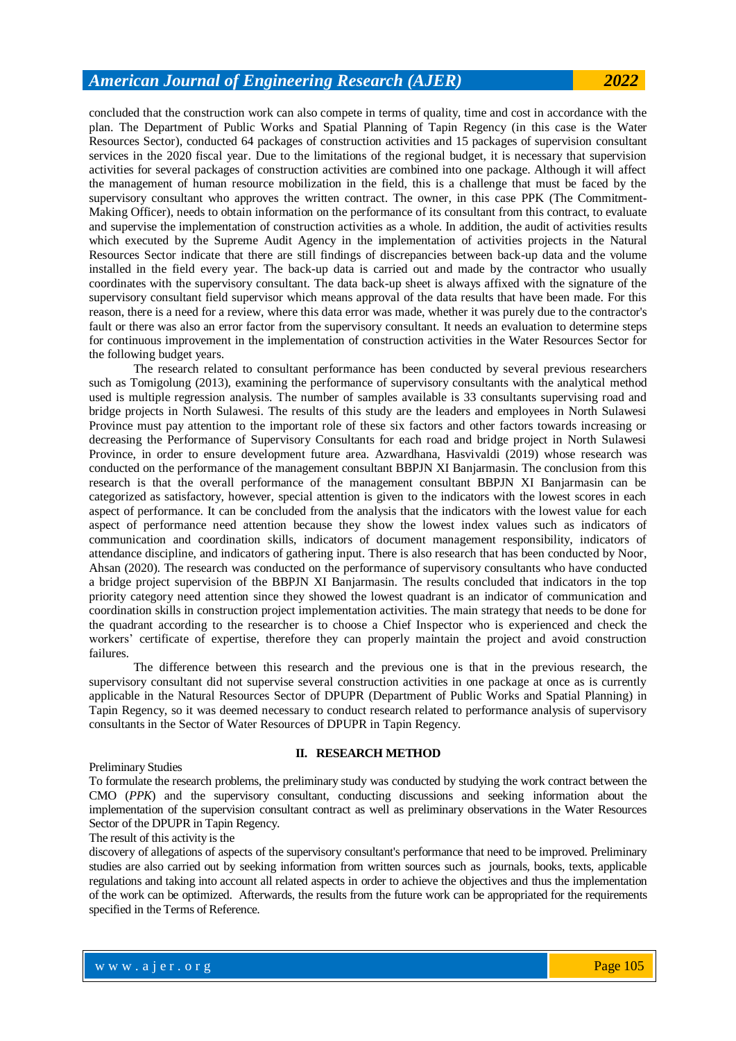concluded that the construction work can also compete in terms of quality, time and cost in accordance with the plan. The Department of Public Works and Spatial Planning of Tapin Regency (in this case is the Water Resources Sector), conducted 64 packages of construction activities and 15 packages of supervision consultant services in the 2020 fiscal year. Due to the limitations of the regional budget, it is necessary that supervision activities for several packages of construction activities are combined into one package. Although it will affect the management of human resource mobilization in the field, this is a challenge that must be faced by the supervisory consultant who approves the written contract. The owner, in this case PPK (The Commitment-Making Officer), needs to obtain information on the performance of its consultant from this contract, to evaluate and supervise the implementation of construction activities as a whole. In addition, the audit of activities results which executed by the Supreme Audit Agency in the implementation of activities projects in the Natural Resources Sector indicate that there are still findings of discrepancies between back-up data and the volume installed in the field every year. The back-up data is carried out and made by the contractor who usually coordinates with the supervisory consultant. The data back-up sheet is always affixed with the signature of the supervisory consultant field supervisor which means approval of the data results that have been made. For this reason, there is a need for a review, where this data error was made, whether it was purely due to the contractor's fault or there was also an error factor from the supervisory consultant. It needs an evaluation to determine steps for continuous improvement in the implementation of construction activities in the Water Resources Sector for the following budget years.

The research related to consultant performance has been conducted by several previous researchers such as Tomigolung (2013), examining the performance of supervisory consultants with the analytical method used is multiple regression analysis. The number of samples available is 33 consultants supervising road and bridge projects in North Sulawesi. The results of this study are the leaders and employees in North Sulawesi Province must pay attention to the important role of these six factors and other factors towards increasing or decreasing the Performance of Supervisory Consultants for each road and bridge project in North Sulawesi Province, in order to ensure development future area. Azwardhana, Hasvivaldi (2019) whose research was conducted on the performance of the management consultant BBPJN XI Banjarmasin. The conclusion from this research is that the overall performance of the management consultant BBPJN XI Banjarmasin can be categorized as satisfactory, however, special attention is given to the indicators with the lowest scores in each aspect of performance. It can be concluded from the analysis that the indicators with the lowest value for each aspect of performance need attention because they show the lowest index values such as indicators of communication and coordination skills, indicators of document management responsibility, indicators of attendance discipline, and indicators of gathering input. There is also research that has been conducted by Noor, Ahsan (2020). The research was conducted on the performance of supervisory consultants who have conducted a bridge project supervision of the BBPJN XI Banjarmasin. The results concluded that indicators in the top priority category need attention since they showed the lowest quadrant is an indicator of communication and coordination skills in construction project implementation activities. The main strategy that needs to be done for the quadrant according to the researcher is to choose a Chief Inspector who is experienced and check the workers' certificate of expertise, therefore they can properly maintain the project and avoid construction failures.

The difference between this research and the previous one is that in the previous research, the supervisory consultant did not supervise several construction activities in one package at once as is currently applicable in the Natural Resources Sector of DPUPR (Department of Public Works and Spatial Planning) in Tapin Regency, so it was deemed necessary to conduct research related to performance analysis of supervisory consultants in the Sector of Water Resources of DPUPR in Tapin Regency.

## II. RESEARCH METHOD

Preliminary Studies

To formulate the research problems, the preliminary study was conducted by studying the work contract between the CMO (*PPK*) and the supervisory consultant, conducting discussions and seeking information about the implementation of the supervision consultant contract as well as preliminary observations in the Water Resources Sector of the DPUPR in Tapin Regency.

The result of this activity is the

discovery of allegations of aspects of the supervisory consultant's performance that need to be improved. Preliminary studies are also carried out by seeking information from written sources such as journals, books, texts, applicable regulations and taking into account all related aspects in order to achieve the objectives and thus the implementation of the work can be optimized. Afterwards, the results from the future work can be appropriated for the requirements specified in the Terms of Reference.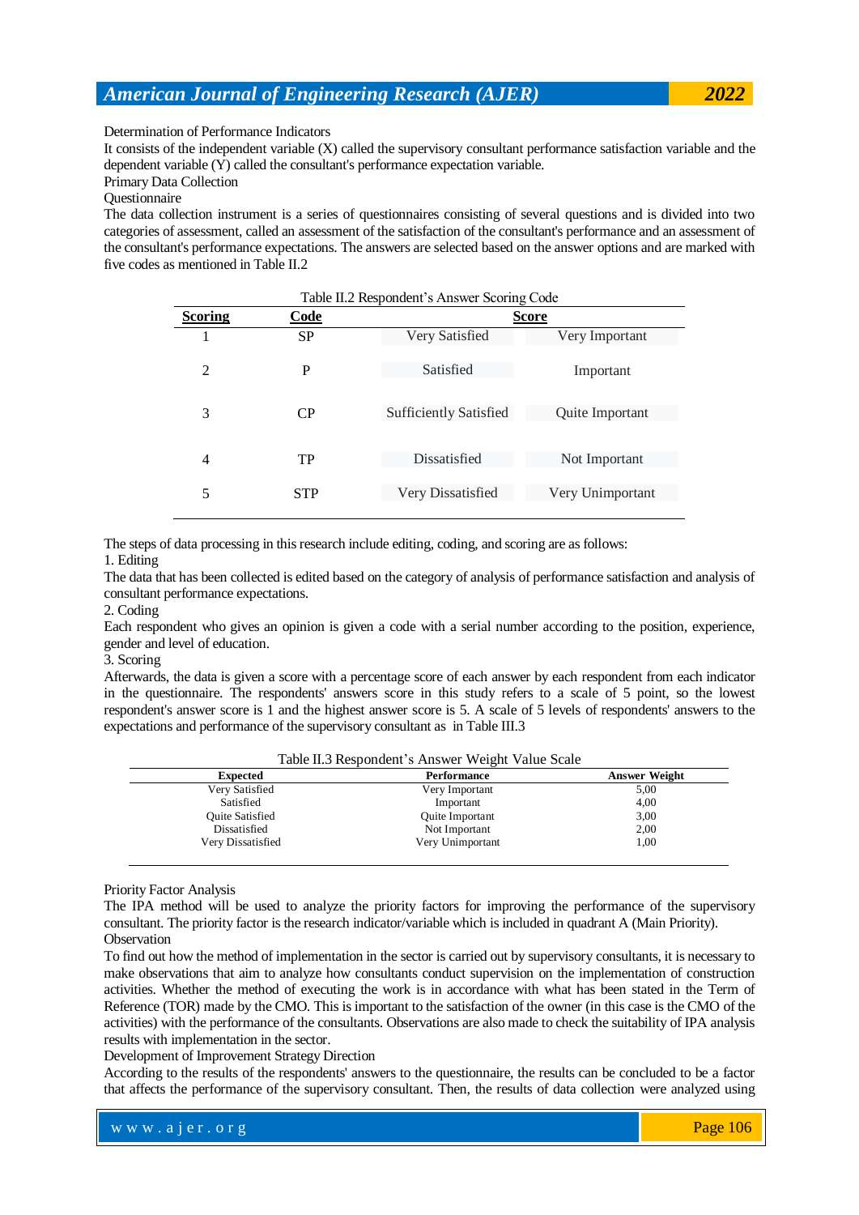Determination of Performance Indicators

It consists of the independent variable (X) called the supervisory consultant performance satisfaction variable and the dependent variable (Y) called the consultant's performance expectation variable.

Primary Data Collection

Questionnaire

The data collection instrument is a series of questionnaires consisting of several questions and is divided into two categories of assessment, called an assessment of the satisfaction of the consultant's performance and an assessment of the consultant's performance expectations. The answers are selected based on the answer options and are marked with five codes as mentioned in Table II.2

Table II.2 Respondent's Answer Scoring Code

| Scoring | Code | Score | |
|---|---|---|---|
| 1 | SP | Very Satisfied | Very Important |
| 2 | P | Satisfied | Important |
| 3 | CP | Sufficiently Satisfied | Quite Important |
| 4 | TP | Dissatisfied | Not Important |
| 5 | STP | Very Dissatisfied | Very Unimportant |

The steps of data processing in this research include editing, coding, and scoring are as follows:

1. Editing

The data that has been collected is edited based on the category of analysis of performance satisfaction and analysis of consultant performance expectations.

2. Coding

Each respondent who gives an opinion is given a code with a serial number according to the position, experience, gender and level of education.

3. Scoring

Afterwards, the data is given a score with a percentage score of each answer by each respondent from each indicator in the questionnaire. The respondents' answers score in this study refers to a scale of 5 point, so the lowest respondent's answer score is 1 and the highest answer score is 5. A scale of 5 levels of respondents' answers to the expectations and performance of the supervisory consultant as in Table III.3

Table II.3 Respondent's Answer Weight Value Scale

| Expected | Performance | Answer Weight |
|---|---|---|
| Very Satisfied | Very Important | 5,00 |
| Satisfied | Important | 4,00 |
| Quite Satisfied | Quite Important | 3,00 |
| Dissatisfied | Not Important | 2,00 |
| Very Dissatisfied | Very Unimportant | 1,00 |

Priority Factor Analysis

The IPA method will be used to analyze the priority factors for improving the performance of the supervisory consultant. The priority factor is the research indicator/variable which is included in quadrant A (Main Priority).

Observation

To find out how the method of implementation in the sector is carried out by supervisory consultants, it is necessary to make observations that aim to analyze how consultants conduct supervision on the implementation of construction activities. Whether the method of executing the work is in accordance with what has been stated in the Term of Reference (TOR) made by the CMO. This is important to the satisfaction of the owner (in this case is the CMO of the activities) with the performance of the consultants. Observations are also made to check the suitability of IPA analysis results with implementation in the sector.

Development of Improvement Strategy Direction

According to the results of the respondents' answers to the questionnaire, the results can be concluded to be a factor that affects the performance of the supervisory consultant. Then, the results of data collection were analyzed using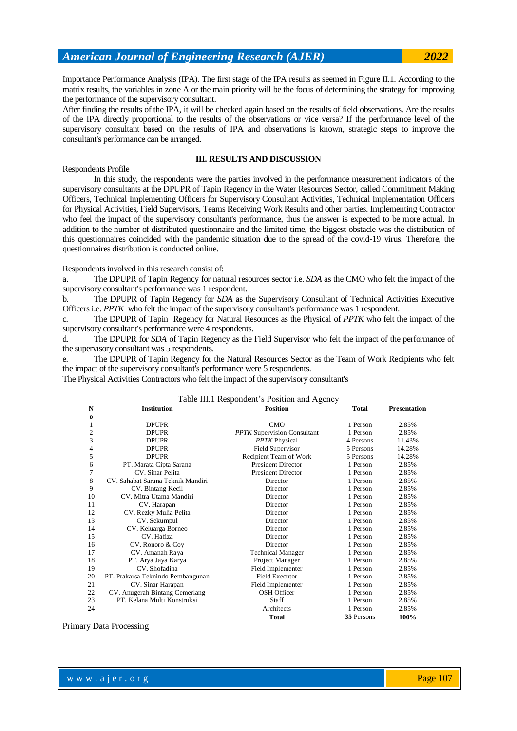Importance Performance Analysis (IPA). The first stage of the IPA results as seemed in Figure II.1. According to the matrix results, the variables in zone A or the main priority will be the focus of determining the strategy for improving the performance of the supervisory consultant.

After finding the results of the IPA, it will be checked again based on the results of field observations. Are the results of the IPA directly proportional to the results of the observations or vice versa? If the performance level of the supervisory consultant based on the results of IPA and observations is known, strategic steps to improve the consultant's performance can be arranged.

## III. RESULTS AND DISCUSSION

Respondents Profile

In this study, the respondents were the parties involved in the performance measurement indicators of the supervisory consultants at the DPUPR of Tapin Regency in the Water Resources Sector, called Commitment Making Officers, Technical Implementing Officers for Supervisory Consultant Activities, Technical Implementation Officers for Physical Activities, Field Supervisors, Teams Receiving Work Results and other parties. Implementing Contractor who feel the impact of the supervisory consultant's performance, thus the answer is expected to be more actual. In addition to the number of distributed questionnaire and the limited time, the biggest obstacle was the distribution of this questionnaires coincided with the pandemic situation due to the spread of the covid-19 virus. Therefore, the questionnaires distribution is conducted online.

Respondents involved in this research consist of:

a. The DPUPR of Tapin Regency for natural resources sector i.e. *SDA* as the CMO who felt the impact of the supervisory consultant's performance was 1 respondent.

b. The DPUPR of Tapin Regency for *SDA* as the Supervisory Consultant of Technical Activities Executive Officers i.e. *PPTK* who felt the impact of the supervisory consultant's performance was 1 respondent.

c. The DPUPR of Tapin Regency for Natural Resources as the Physical of *PPTK* who felt the impact of the supervisory consultant's performance were 4 respondents.

d. The DPUPR for *SDA* of Tapin Regency as the Field Supervisor who felt the impact of the performance of the supervisory consultant was 5 respondents.

e. The DPUPR of Tapin Regency for the Natural Resources Sector as the Team of Work Recipients who felt the impact of the supervisory consultant's performance were 5 respondents.

The Physical Activities Contractors who felt the impact of the supervisory consultant's

Table III.1 Respondent's Position and Agency

| No | Institution | Position | Total | Presentation |
|---|---|---|---|---|
| 1 | DPUPR | CMO | 1 Person | 2.85% |
| 2 | DPUPR | *PPTK* Supervision Consultant | 1 Person | 2.85% |
| 3 | DPUPR | *PPTK* Physical | 4 Persons | 11.43% |
| 4 | DPUPR | Field Supervisor | 5 Persons | 14.28% |
| 5 | DPUPR | Recipient Team of Work | 5 Persons | 14.28% |
| 6 | PT. Marata Cipta Sarana | President Director | 1 Person | 2.85% |
| 7 | CV. Sinar Pelita | President Director | 1 Person | 2.85% |
| 8 | CV. Sahabat Sarana Teknik Mandiri | Director | 1 Person | 2.85% |
| 9 | CV. Bintang Kecil | Director | 1 Person | 2.85% |
| 10 | CV. Mitra Utama Mandiri | Director | 1 Person | 2.85% |
| 11 | CV. Harapan | Director | 1 Person | 2.85% |
| 12 | CV. Rezky Mulia Pelita | Director | 1 Person | 2.85% |
| 13 | CV. Sekumpul | Director | 1 Person | 2.85% |
| 14 | CV. Keluarga Borneo | Director | 1 Person | 2.85% |
| 15 | CV. Hafiza | Director | 1 Person | 2.85% |
| 16 | CV. Ronoro & Coy | Director | 1 Person | 2.85% |
| 17 | CV. Amanah Raya | Technical Manager | 1 Person | 2.85% |
| 18 | PT. Arya Jaya Karya | Project Manager | 1 Person | 2.85% |
| 19 | CV. Shofadina | Field Implementer | 1 Person | 2.85% |
| 20 | PT. Prakarsa Teknindo Pembangunan | Field Executor | 1 Person | 2.85% |
| 21 | CV. Sinar Harapan | Field Implementer | 1 Person | 2.85% |
| 22 | CV. Anugerah Bintang Cemerlang | OSH Officer | 1 Person | 2.85% |
| 23 | PT. Kelana Multi Konstruksi | Staff | 1 Person | 2.85% |
| 24 | | Architects | 1 Person | 2.85% |
| | | **Total** | **35** Persons | **100%** |

Primary Data Processing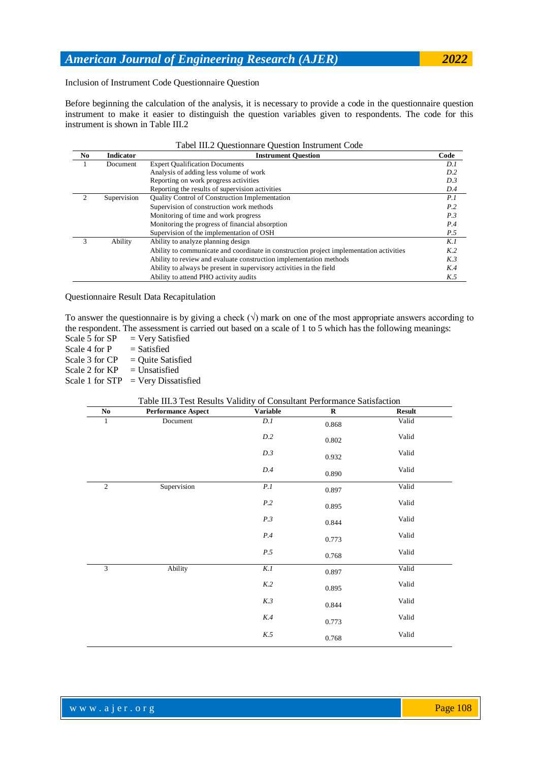Inclusion of Instrument Code Questionnaire Question

Before beginning the calculation of the analysis, it is necessary to provide a code in the questionnaire question instrument to make it easier to distinguish the question variables given to respondents. The code for this instrument is shown in Table III.2

Tabel III.2 Questionnare Question Instrument Code

| No | Indicator | Instrument Question | Code |
|---|---|---|---|
| 1 | Document | Expert Qualification Documents | *D.1* |
| | | Analysis of adding less volume of work | *D.2* |
| | | Reporting on work progress activities | *D.3* |
| | | Reporting the results of supervision activities | *D.4* |
| 2 | Supervision | Quality Control of Construction Implementation | *P.1* |
| | | Supervision of construction work methods | *P.2* |
| | | Monitoring of time and work progress | *P.3* |
| | | Monitoring the progress of financial absorption | *P.4* |
| | | Supervision of the implementation of OSH | *P.5* |
| 3 | Ability | Ability to analyze planning design | *K.1* |
| | | Ability to communicate and coordinate in construction project implementation activities | *K.2* |
| | | Ability to review and evaluate construction implementation methods | *K.3* |
| | | Ability to always be present in supervisory activities in the field | *K.4* |
| | | Ability to attend PHO activity audits | *K.5* |

Questionnaire Result Data Recapitulation

To answer the questionnaire is by giving a check (√) mark on one of the most appropriate answers according to the respondent. The assessment is carried out based on a scale of 1 to 5 which has the following meanings:

Scale 5 for SP = Very Satisfied
Scale 4 for P = Satisfied
Scale 3 for CP = Quite Satisfied
Scale 2 for KP = Unsatisfied
Scale 1 for STP = Very Dissatisfied

Table III.3 Test Results Validity of Consultant Performance Satisfaction

| No | Performance Aspect | Variable | R | Result |
|---|---|---|---|---|
| 1 | Document | *D.1* | 0.868 | Valid |
| | | *D.2* | 0.802 | Valid |
| | | *D.3* | 0.932 | Valid |
| | | *D.4* | 0.890 | Valid |
| 2 | Supervision | *P.1* | 0.897 | Valid |
| | | *P.2* | 0.895 | Valid |
| | | *P.3* | 0.844 | Valid |
| | | *P.4* | 0.773 | Valid |
| | | *P.5* | 0.768 | Valid |
| 3 | Ability | *K.1* | 0.897 | Valid |
| | | *K.2* | 0.895 | Valid |
| | | *K.3* | 0.844 | Valid |
| | | *K.4* | 0.773 | Valid |
| | | *K.5* | 0.768 | Valid |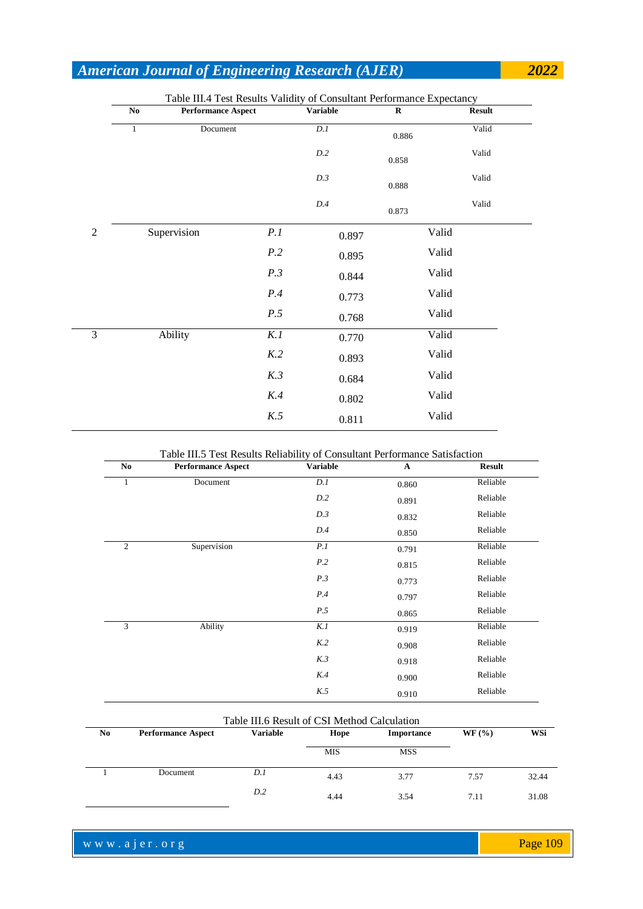Table III.4 Test Results Validity of Consultant Performance Expectancy

| No | Performance Aspect | Variable | R | Result |
|---|---|---|---|---|
| 1 | Document | *D.1* | 0.886 | Valid |
| | | *D.2* | 0.858 | Valid |
| | | *D.3* | 0.888 | Valid |
| | | *D.4* | 0.873 | Valid |
| 2 | Supervision | *P.1* | 0.897 | Valid |
| | | *P.2* | 0.895 | Valid |
| | | *P.3* | 0.844 | Valid |
| | | *P.4* | 0.773 | Valid |
| | | *P.5* | 0.768 | Valid |
| 3 | Ability | *K.1* | 0.770 | Valid |
| | | *K.2* | 0.893 | Valid |
| | | *K.3* | 0.684 | Valid |
| | | *K.4* | 0.802 | Valid |
| | | *K.5* | 0.811 | Valid |

Table III.5 Test Results Reliability of Consultant Performance Satisfaction

| No | Performance Aspect | Variable | A | Result |
|---|---|---|---|---|
| 1 | Document | *D.1* | 0.860 | Reliable |
| | | *D.2* | 0.891 | Reliable |
| | | *D.3* | 0.832 | Reliable |
| | | *D.4* | 0.850 | Reliable |
| 2 | Supervision | *P.1* | 0.791 | Reliable |
| | | *P.2* | 0.815 | Reliable |
| | | *P.3* | 0.773 | Reliable |
| | | *P.4* | 0.797 | Reliable |
| | | *P.5* | 0.865 | Reliable |
| 3 | Ability | *K.1* | 0.919 | Reliable |
| | | *K.2* | 0.908 | Reliable |
| | | *K.3* | 0.918 | Reliable |
| | | *K.4* | 0.900 | Reliable |
| | | *K.5* | 0.910 | Reliable |

Table III.6 Result of CSI Method Calculation

| No | Performance Aspect | Variable | Hope | Importance | WF (%) | WSi |
|---|---|---|---|---|---|---|
| | | | MIS | MSS | | |
| 1 | Document | *D.1* | 4.43 | 3.77 | 7.57 | 32.44 |
| | | *D.2* | 4.44 | 3.54 | 7.11 | 31.08 |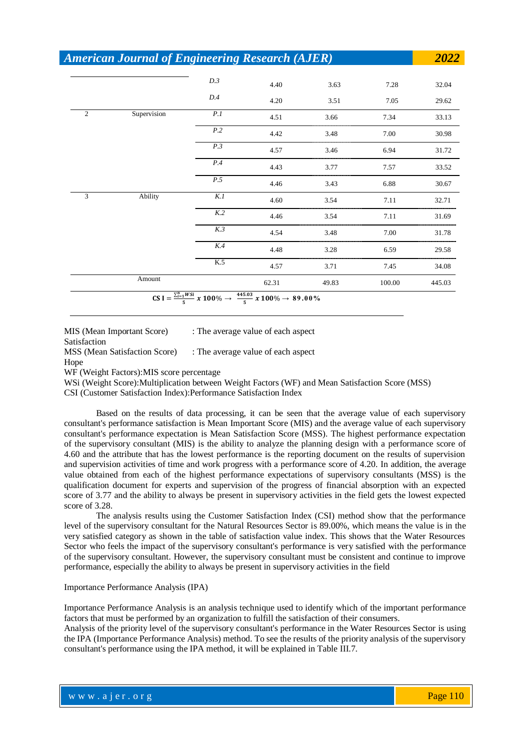| | | | | | | |
|---|---|---|---|---|---|---|
| | | *D.3* | 4.40 | 3.63 | 7.28 | 32.04 |
| | | *D.4* | 4.20 | 3.51 | 7.05 | 29.62 |
| 2 | Supervision | *P.1* | 4.51 | 3.66 | 7.34 | 33.13 |
| | | *P.2* | 4.42 | 3.48 | 7.00 | 30.98 |
| | | *P.3* | 4.57 | 3.46 | 6.94 | 31.72 |
| | | *P.4* | 4.43 | 3.77 | 7.57 | 33.52 |
| | | *P.5* | 4.46 | 3.43 | 6.88 | 30.67 |
| 3 | Ability | *K.1* | 4.60 | 3.54 | 7.11 | 32.71 |
| | | *K.2* | 4.46 | 3.54 | 7.11 | 31.69 |
| | | *K.3* | 4.54 | 3.48 | 7.00 | 31.78 |
| | | *K.4* | 4.48 | 3.28 | 6.59 | 29.58 |
| | | K.5 | 4.57 | 3.71 | 7.45 | 34.08 |
| | Amount | | 62.31 | 49.83 | 100.00 | 445.03 |

$$\mathbf{CS\ I} = \frac{\sum_{i=1}^{n} WSi}{5}\ x\ 100\% \rightarrow \frac{445.03}{5}\ x\ 100\% \rightarrow 89.00\%$$

MIS (Mean Important Score) : The average value of each aspect Satisfaction
MSS (Mean Satisfaction Score) : The average value of each aspect Hope
WF (Weight Factors):MIS score percentage
WSi (Weight Score):Multiplication between Weight Factors (WF) and Mean Satisfaction Score (MSS)
CSI (Customer Satisfaction Index):Performance Satisfaction Index

Based on the results of data processing, it can be seen that the average value of each supervisory consultant's performance satisfaction is Mean Important Score (MIS) and the average value of each supervisory consultant's performance expectation is Mean Satisfaction Score (MSS). The highest performance expectation of the supervisory consultant (MIS) is the ability to analyze the planning design with a performance score of 4.60 and the attribute that has the lowest performance is the reporting document on the results of supervision and supervision activities of time and work progress with a performance score of 4.20. In addition, the average value obtained from each of the highest performance expectations of supervisory consultants (MSS) is the qualification document for experts and supervision of the progress of financial absorption with an expected score of 3.77 and the ability to always be present in supervisory activities in the field gets the lowest expected score of 3.28.

The analysis results using the Customer Satisfaction Index (CSI) method show that the performance level of the supervisory consultant for the Natural Resources Sector is 89.00%, which means the value is in the very satisfied category as shown in the table of satisfaction value index. This shows that the Water Resources Sector who feels the impact of the supervisory consultant's performance is very satisfied with the performance of the supervisory consultant. However, the supervisory consultant must be consistent and continue to improve performance, especially the ability to always be present in supervisory activities in the field

Importance Performance Analysis (IPA)

Importance Performance Analysis is an analysis technique used to identify which of the important performance factors that must be performed by an organization to fulfill the satisfaction of their consumers.
Analysis of the priority level of the supervisory consultant's performance in the Water Resources Sector is using the IPA (Importance Performance Analysis) method. To see the results of the priority analysis of the supervisory consultant's performance using the IPA method, it will be explained in Table III.7.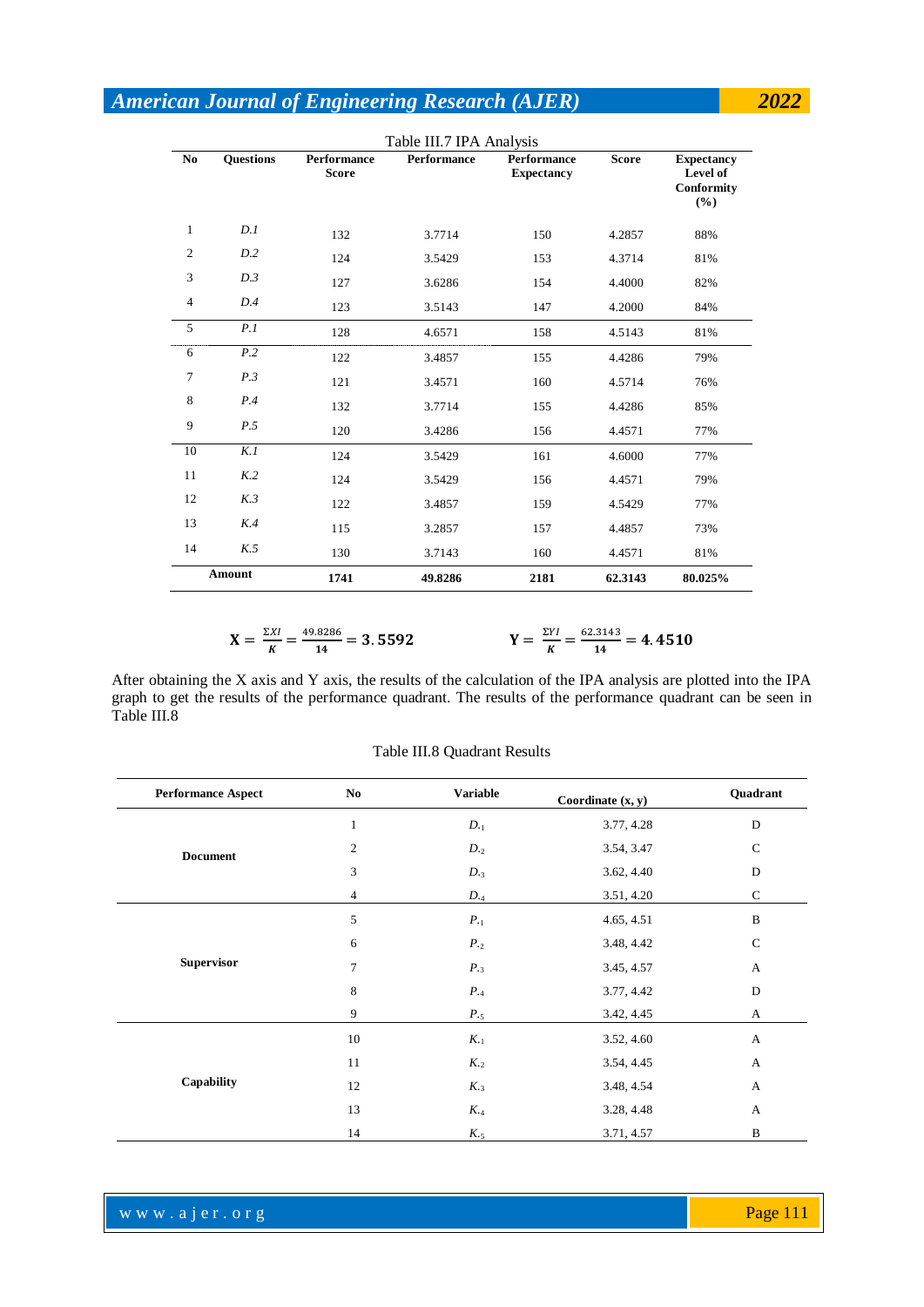Table III.7 IPA Analysis

| No | Questions | Performance Score | Performance | Performance Expectancy | Score | Expectancy Level of Conformity (%) |
|---|---|---|---|---|---|---|
| 1 | *D.1* | 132 | 3.7714 | 150 | 4.2857 | 88% |
| 2 | *D.2* | 124 | 3.5429 | 153 | 4.3714 | 81% |
| 3 | *D.3* | 127 | 3.6286 | 154 | 4.4000 | 82% |
| 4 | *D.4* | 123 | 3.5143 | 147 | 4.2000 | 84% |
| 5 | *P.1* | 128 | 4.6571 | 158 | 4.5143 | 81% |
| 6 | *P.2* | 122 | 3.4857 | 155 | 4.4286 | 79% |
| 7 | *P.3* | 121 | 3.4571 | 160 | 4.5714 | 76% |
| 8 | *P.4* | 132 | 3.7714 | 155 | 4.4286 | 85% |
| 9 | *P.5* | 120 | 3.4286 | 156 | 4.4571 | 77% |
| 10 | *K.1* | 124 | 3.5429 | 161 | 4.6000 | 77% |
| 11 | *K.2* | 124 | 3.5429 | 156 | 4.4571 | 79% |
| 12 | *K.3* | 122 | 3.4857 | 159 | 4.5429 | 77% |
| 13 | *K.4* | 115 | 3.2857 | 157 | 4.4857 | 73% |
| 14 | *K.5* | 130 | 3.7143 | 160 | 4.4571 | 81% |
| **Amount** | | **1741** | **49.8286** | **2181** | **62.3143** | **80.025%** |

$$\mathbf{X} = \frac{\Sigma XI}{K} = \frac{49.8286}{14} = 3.5592 \qquad \mathbf{Y} = \frac{\Sigma YI}{K} = \frac{62.3143}{14} = 4.4510$$

After obtaining the X axis and Y axis, the results of the calculation of the IPA analysis are plotted into the IPA graph to get the results of the performance quadrant. The results of the performance quadrant can be seen in Table III.8

Table III.8 Quadrant Results

| Performance Aspect | No | Variable | Coordinate (x, y) | Quadrant |
|---|---|---|---|---|
| **Document** | 1 | $D_{.1}$ | 3.77, 4.28 | D |
| | 2 | $D_{.2}$ | 3.54, 3.47 | C |
| | 3 | $D_{.3}$ | 3.62, 4.40 | D |
| | 4 | $D_{.4}$ | 3.51, 4.20 | C |
| **Supervisor** | 5 | $P_{.1}$ | 4.65, 4.51 | B |
| | 6 | $P_{.2}$ | 3.48, 4.42 | C |
| | 7 | $P_{.3}$ | 3.45, 4.57 | A |
| | 8 | $P_{.4}$ | 3.77, 4.42 | D |
| | 9 | $P_{.5}$ | 3.42, 4.45 | A |
| **Capability** | 10 | $K_{.1}$ | 3.52, 4.60 | A |
| | 11 | $K_{.2}$ | 3.54, 4.45 | A |
| | 12 | $K_{.3}$ | 3.48, 4.54 | A |
| | 13 | $K_{.4}$ | 3.28, 4.48 | A |
| | 14 | $K_{.5}$ | 3.71, 4.57 | B |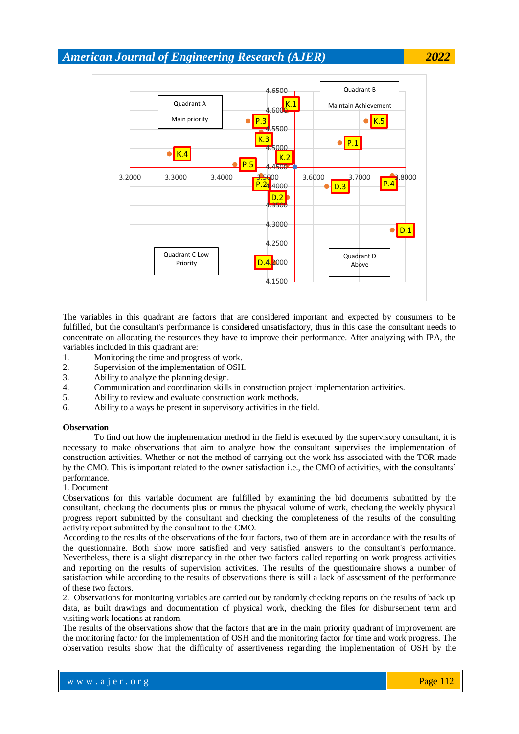The variables in this quadrant are factors that are considered important and expected by consumers to be fulfilled, but the consultant's performance is considered unsatisfactory, thus in this case the consultant needs to concentrate on allocating the resources they have to improve their performance. After analyzing with IPA, the variables included in this quadrant are:

1. Monitoring the time and progress of work.
2. Supervision of the implementation of OSH.
3. Ability to analyze the planning design.
4. Communication and coordination skills in construction project implementation activities.
5. Ability to review and evaluate construction work methods.
6. Ability to always be present in supervisory activities in the field.

**Observation**

To find out how the implementation method in the field is executed by the supervisory consultant, it is necessary to make observations that aim to analyze how the consultant supervises the implementation of construction activities. Whether or not the method of carrying out the work hss associated with the TOR made by the CMO. This is important related to the owner satisfaction i.e., the CMO of activities, with the consultants' performance.

1. Document

Observations for this variable document are fulfilled by examining the bid documents submitted by the consultant, checking the documents plus or minus the physical volume of work, checking the weekly physical progress report submitted by the consultant and checking the completeness of the results of the consulting activity report submitted by the consultant to the CMO.

According to the results of the observations of the four factors, two of them are in accordance with the results of the questionnaire. Both show more satisfied and very satisfied answers to the consultant's performance. Nevertheless, there is a slight discrepancy in the other two factors called reporting on work progress activities and reporting on the results of supervision activities. The results of the questionnaire shows a number of satisfaction while according to the results of observations there is still a lack of assessment of the performance of these two factors.

2. Observations for monitoring variables are carried out by randomly checking reports on the results of back up data, as built drawings and documentation of physical work, checking the files for disbursement term and visiting work locations at random.

The results of the observations show that the factors that are in the main priority quadrant of improvement are the monitoring factor for the implementation of OSH and the monitoring factor for time and work progress. The observation results show that the difficulty of assertiveness regarding the implementation of OSH by the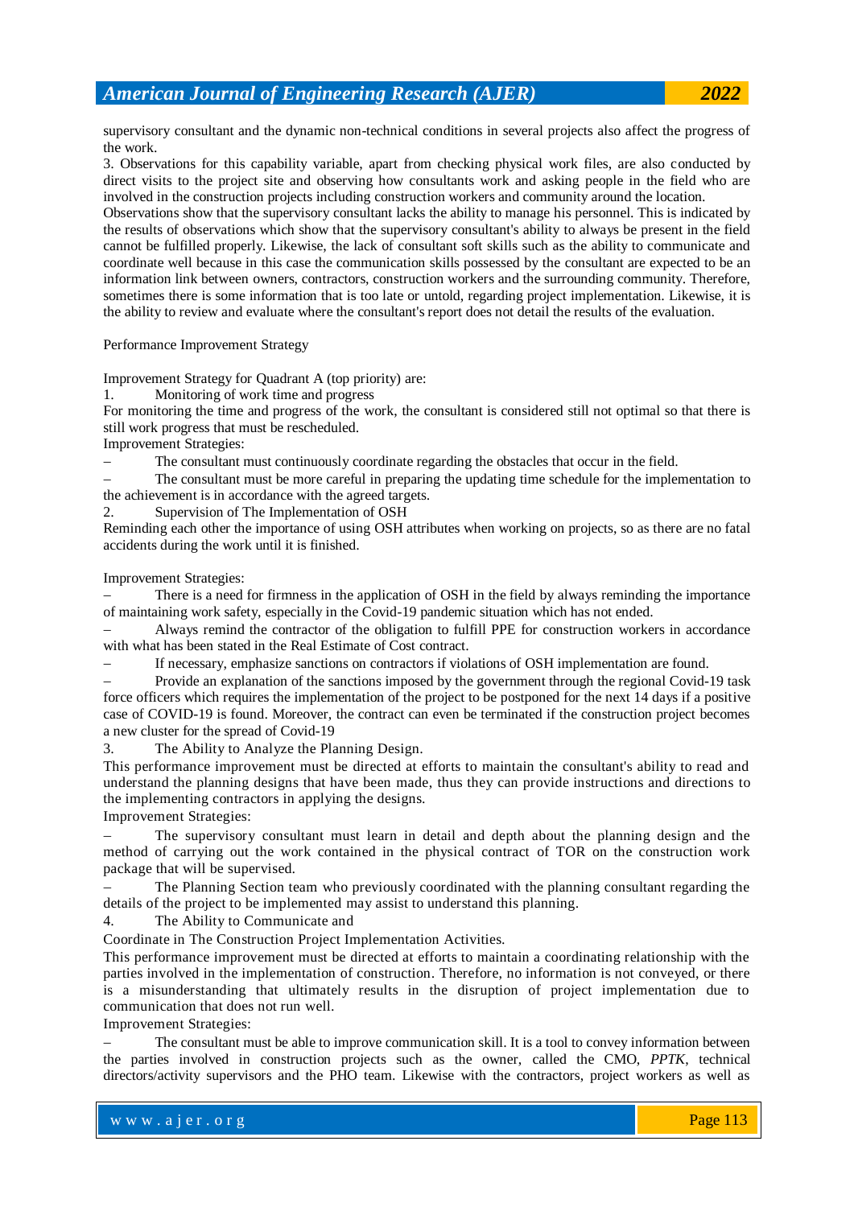supervisory consultant and the dynamic non-technical conditions in several projects also affect the progress of the work.

3. Observations for this capability variable, apart from checking physical work files, are also conducted by direct visits to the project site and observing how consultants work and asking people in the field who are involved in the construction projects including construction workers and community around the location.

Observations show that the supervisory consultant lacks the ability to manage his personnel. This is indicated by the results of observations which show that the supervisory consultant's ability to always be present in the field cannot be fulfilled properly. Likewise, the lack of consultant soft skills such as the ability to communicate and coordinate well because in this case the communication skills possessed by the consultant are expected to be an information link between owners, contractors, construction workers and the surrounding community. Therefore, sometimes there is some information that is too late or untold, regarding project implementation. Likewise, it is the ability to review and evaluate where the consultant's report does not detail the results of the evaluation.

Performance Improvement Strategy

Improvement Strategy for Quadrant A (top priority) are:

1. Monitoring of work time and progress

For monitoring the time and progress of the work, the consultant is considered still not optimal so that there is still work progress that must be rescheduled.

Improvement Strategies:

– The consultant must continuously coordinate regarding the obstacles that occur in the field.

– The consultant must be more careful in preparing the updating time schedule for the implementation to the achievement is in accordance with the agreed targets.

2. Supervision of The Implementation of OSH

Reminding each other the importance of using OSH attributes when working on projects, so as there are no fatal accidents during the work until it is finished.

Improvement Strategies:

– There is a need for firmness in the application of OSH in the field by always reminding the importance of maintaining work safety, especially in the Covid-19 pandemic situation which has not ended.

– Always remind the contractor of the obligation to fulfill PPE for construction workers in accordance with what has been stated in the Real Estimate of Cost contract.

– If necessary, emphasize sanctions on contractors if violations of OSH implementation are found.

– Provide an explanation of the sanctions imposed by the government through the regional Covid-19 task force officers which requires the implementation of the project to be postponed for the next 14 days if a positive case of COVID-19 is found. Moreover, the contract can even be terminated if the construction project becomes a new cluster for the spread of Covid-19

3. The Ability to Analyze the Planning Design.

This performance improvement must be directed at efforts to maintain the consultant's ability to read and understand the planning designs that have been made, thus they can provide instructions and directions to the implementing contractors in applying the designs.

Improvement Strategies:

– The supervisory consultant must learn in detail and depth about the planning design and the method of carrying out the work contained in the physical contract of TOR on the construction work package that will be supervised.

– The Planning Section team who previously coordinated with the planning consultant regarding the details of the project to be implemented may assist to understand this planning.

4. The Ability to Communicate and

Coordinate in The Construction Project Implementation Activities.

This performance improvement must be directed at efforts to maintain a coordinating relationship with the parties involved in the implementation of construction. Therefore, no information is not conveyed, or there is a misunderstanding that ultimately results in the disruption of project implementation due to communication that does not run well.

Improvement Strategies:

– The consultant must be able to improve communication skill. It is a tool to convey information between the parties involved in construction projects such as the owner, called the CMO, *PPTK*, technical directors/activity supervisors and the PHO team. Likewise with the contractors, project workers as well as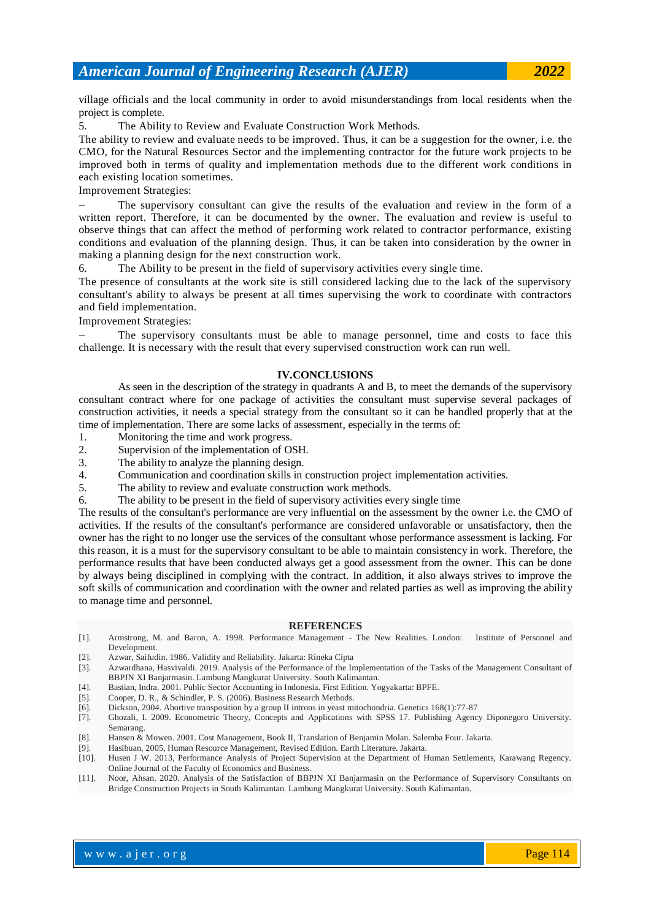village officials and the local community in order to avoid misunderstandings from local residents when the project is complete.

5. The Ability to Review and Evaluate Construction Work Methods.

The ability to review and evaluate needs to be improved. Thus, it can be a suggestion for the owner, i.e. the CMO, for the Natural Resources Sector and the implementing contractor for the future work projects to be improved both in terms of quality and implementation methods due to the different work conditions in each existing location sometimes.

Improvement Strategies:

– The supervisory consultant can give the results of the evaluation and review in the form of a written report. Therefore, it can be documented by the owner. The evaluation and review is useful to observe things that can affect the method of performing work related to contractor performance, existing conditions and evaluation of the planning design. Thus, it can be taken into consideration by the owner in making a planning design for the next construction work.

6. The Ability to be present in the field of supervisory activities every single time.

The presence of consultants at the work site is still considered lacking due to the lack of the supervisory consultant's ability to always be present at all times supervising the work to coordinate with contractors and field implementation.

Improvement Strategies:

– The supervisory consultants must be able to manage personnel, time and costs to face this challenge. It is necessary with the result that every supervised construction work can run well.

## IV.CONCLUSIONS

As seen in the description of the strategy in quadrants A and B, to meet the demands of the supervisory consultant contract where for one package of activities the consultant must supervise several packages of construction activities, it needs a special strategy from the consultant so it can be handled properly that at the time of implementation. There are some lacks of assessment, especially in the terms of:

1. Monitoring the time and work progress.
2. Supervision of the implementation of OSH.
3. The ability to analyze the planning design.
4. Communication and coordination skills in construction project implementation activities.
5. The ability to review and evaluate construction work methods.
6. The ability to be present in the field of supervisory activities every single time

The results of the consultant's performance are very influential on the assessment by the owner i.e. the CMO of activities. If the results of the consultant's performance are considered unfavorable or unsatisfactory, then the owner has the right to no longer use the services of the consultant whose performance assessment is lacking. For this reason, it is a must for the supervisory consultant to be able to maintain consistency in work. Therefore, the performance results that have been conducted always get a good assessment from the owner. This can be done by always being disciplined in complying with the contract. In addition, it also always strives to improve the soft skills of communication and coordination with the owner and related parties as well as improving the ability to manage time and personnel.

## REFERENCES

[1]. Armstrong, M. and Baron, A. 1998. Performance Management - The New Realities. London: Institute of Personnel and Development.

[2]. Azwar, Saifudin. 1986. Validity and Reliability. Jakarta: Rineka Cipta

[3]. Azwardhana, Hasvivaldi. 2019. Analysis of the Performance of the Implementation of the Tasks of the Management Consultant of BBPJN XI Banjarmasin. Lambung Mangkurat University. South Kalimantan.

[4]. Bastian, Indra. 2001. Public Sector Accounting in Indonesia. First Edition. Yogyakarta: BPFE.

[5]. Cooper, D. R., & Schindler, P. S. (2006). Business Research Methods.

[6]. Dickson, 2004. Abortive transposition by a group II introns in yeast mitochondria. Genetics 168(1):77-87

[7]. Ghozali, I. 2009. Econometric Theory, Concepts and Applications with SPSS 17. Publishing Agency Diponegoro University. Semarang.

[8]. Hansen & Mowen. 2001. Cost Management, Book II, Translation of Benjamin Molan. Salemba Four. Jakarta.

[9]. Hasibuan, 2005, Human Resource Management, Revised Edition. Earth Literature. Jakarta.

[10]. Husen J W. 2013, Performance Analysis of Project Supervision at the Department of Human Settlements, Karawang Regency. Online Journal of the Faculty of Economics and Business.

[11]. Noor, Ahsan. 2020. Analysis of the Satisfaction of BBPJN XI Banjarmasin on the Performance of Supervisory Consultants on Bridge Construction Projects in South Kalimantan. Lambung Mangkurat University. South Kalimantan.